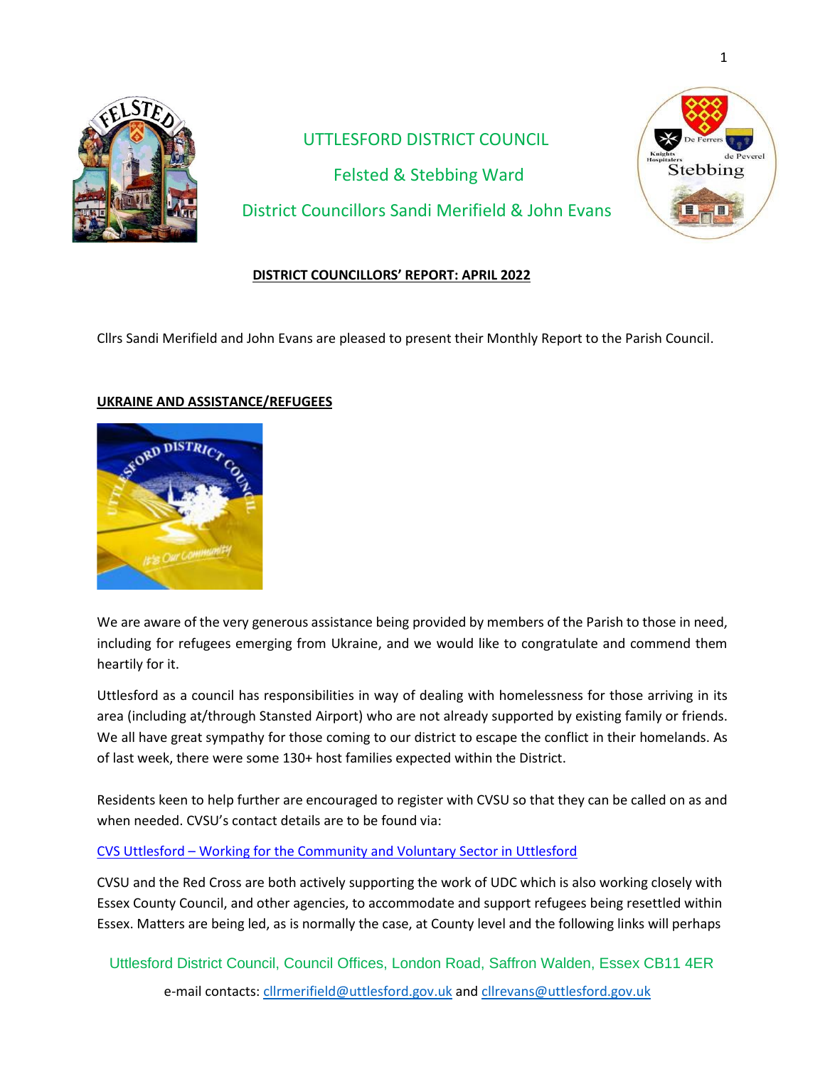# UTTLESFORD DISTRICT COUNCIL

## Felsted & Stebbing Ward

## District Councillors Sandi Merifield & John Evans

**DISTRICT COUNCILLORS' REPORT: APRIL 2022**

Cllrs Sandi Merifield and John Evans are pleased to present their Monthly Report to the Parish Council.

**UKRAINE AND ASSISTANCE/REFUGEES**

We are aware of the very generous assistance being provided by members of the Parish to those in need, including for refugees emerging from Ukraine, and we would like to congratulate and commend them heartily for it.

Uttlesford as a council has responsibilities in way of dealing with homelessness for those arriving in its area (including at/through Stansted Airport) who are not already supported by existing family or friends. We all have great sympathy for those coming to our district to escape the conflict in their homelands. As of last week, there were some 130+ host families expected within the District.

Residents keen to help further are encouraged to register with CVSU so that they can be called on as and when needed. CVSU's contact details are to be found via:

CVS Uttlesford – Working for the Community and Voluntary Sector in Uttlesford

CVSU and the Red Cross are both actively supporting the work of UDC which is also working closely with Essex County Council, and other agencies, to accommodate and support refugees being resettled within Essex. Matters are being led, as is normally the case, at County level and the following links will perhaps

Uttlesford District Council, Council Offices, London Road, Saffron Walden, Essex CB11 4ER

e-mail contacts: cllrmerifield@uttlesford.gov.uk and cllrevans@uttlesford.gov.uk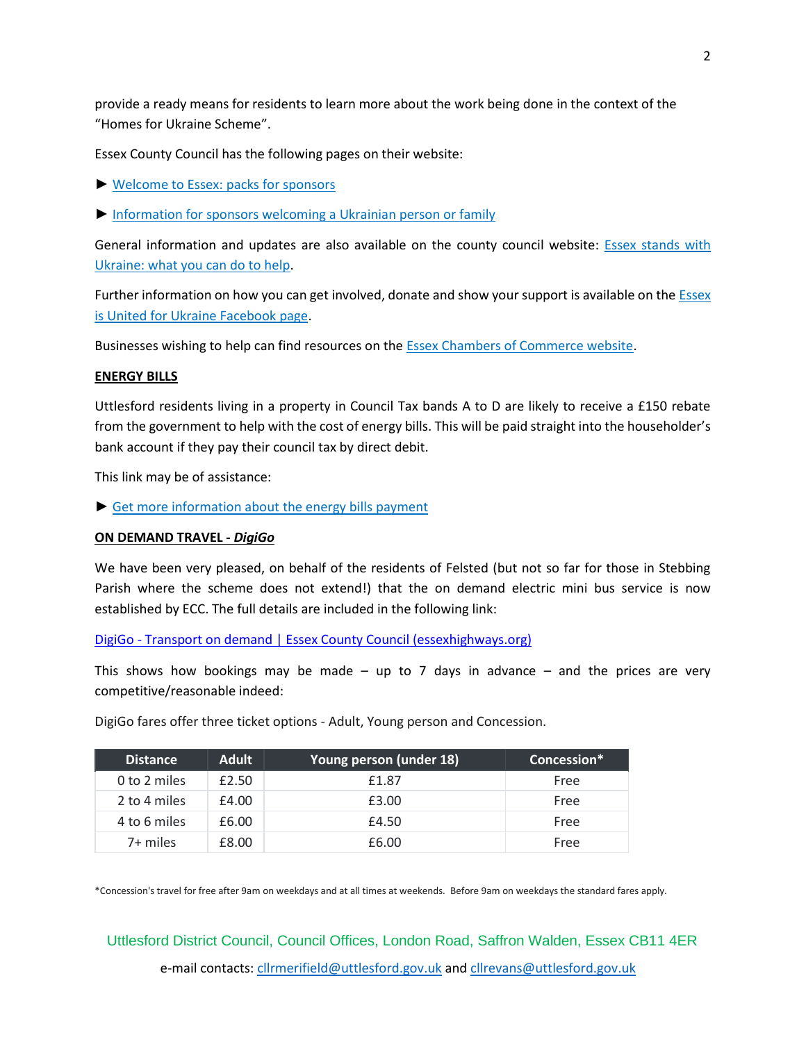provide a ready means for residents to learn more about the work being done in the context of the "Homes for Ukraine Scheme".

Essex County Council has the following pages on their website:

► Welcome to Essex: packs for sponsors

► Information for sponsors welcoming a Ukrainian person or family

General information and updates are also available on the county council website: Essex stands with Ukraine: what you can do to help.

Further information on how you can get involved, donate and show your support is available on the Essex is United for Ukraine Facebook page.

Businesses wishing to help can find resources on the Essex Chambers of Commerce website.

**ENERGY BILLS**

Uttlesford residents living in a property in Council Tax bands A to D are likely to receive a £150 rebate from the government to help with the cost of energy bills. This will be paid straight into the householder's bank account if they pay their council tax by direct debit.

This link may be of assistance:

► Get more information about the energy bills payment

**ON DEMAND TRAVEL - *DigiGo***

We have been very pleased, on behalf of the residents of Felsted (but not so far for those in Stebbing Parish where the scheme does not extend!) that the on demand electric mini bus service is now established by ECC. The full details are included in the following link:

DigiGo - Transport on demand | Essex County Council (essexhighways.org)

This shows how bookings may be made – up to 7 days in advance – and the prices are very competitive/reasonable indeed:

DigiGo fares offer three ticket options - Adult, Young person and Concession.

| Distance | Adult | Young person (under 18) | Concession* |
|---|---|---|---|
| 0 to 2 miles | £2.50 | £1.87 | Free |
| 2 to 4 miles | £4.00 | £3.00 | Free |
| 4 to 6 miles | £6.00 | £4.50 | Free |
| 7+ miles | £8.00 | £6.00 | Free |

*Concession's travel for free after 9am on weekdays and at all times at weekends. Before 9am on weekdays the standard fares apply.

Uttlesford District Council, Council Offices, London Road, Saffron Walden, Essex CB11 4ER

e-mail contacts: cllrmerifield@uttlesford.gov.uk and cllrevans@uttlesford.gov.uk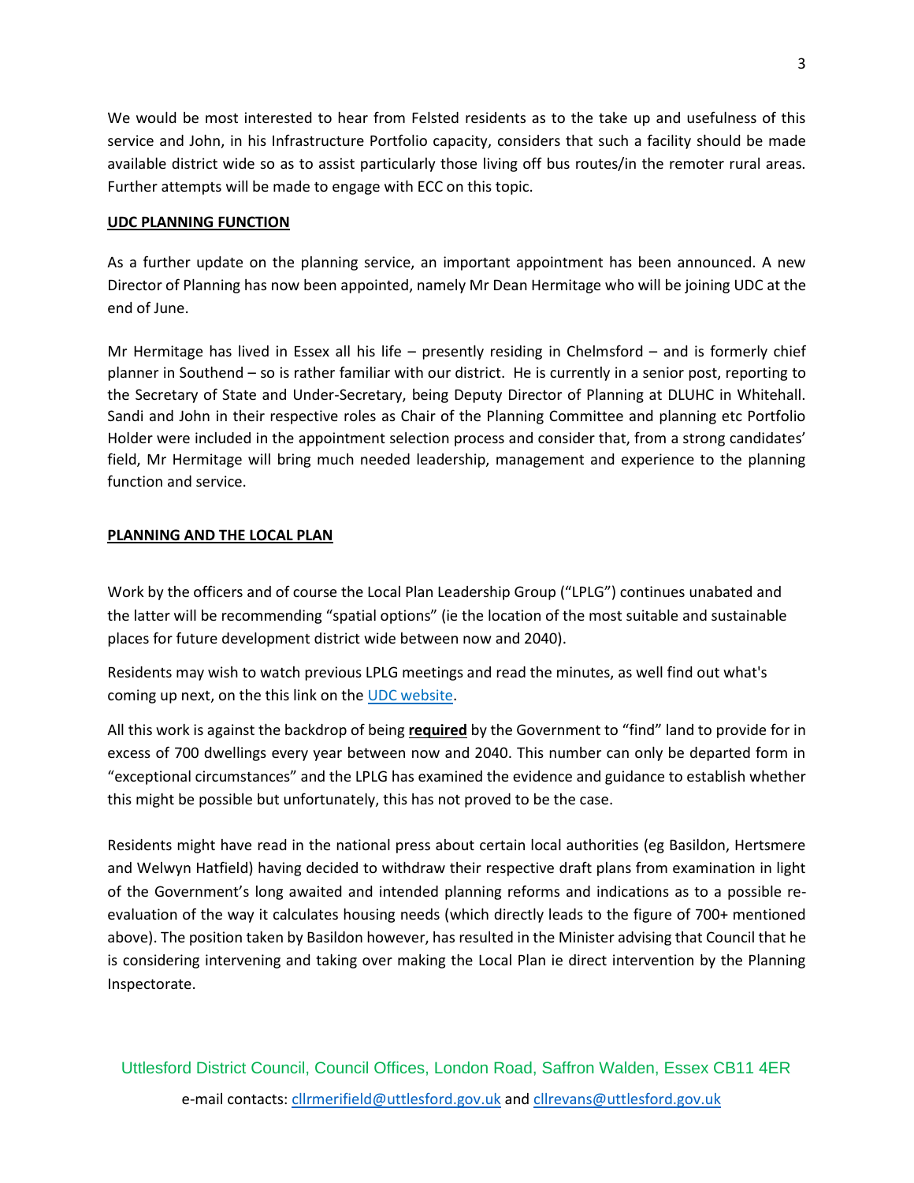We would be most interested to hear from Felsted residents as to the take up and usefulness of this service and John, in his Infrastructure Portfolio capacity, considers that such a facility should be made available district wide so as to assist particularly those living off bus routes/in the remoter rural areas. Further attempts will be made to engage with ECC on this topic.

**UDC PLANNING FUNCTION**

As a further update on the planning service, an important appointment has been announced. A new Director of Planning has now been appointed, namely Mr Dean Hermitage who will be joining UDC at the end of June.

Mr Hermitage has lived in Essex all his life – presently residing in Chelmsford – and is formerly chief planner in Southend – so is rather familiar with our district. He is currently in a senior post, reporting to the Secretary of State and Under-Secretary, being Deputy Director of Planning at DLUHC in Whitehall. Sandi and John in their respective roles as Chair of the Planning Committee and planning etc Portfolio Holder were included in the appointment selection process and consider that, from a strong candidates' field, Mr Hermitage will bring much needed leadership, management and experience to the planning function and service.

**PLANNING AND THE LOCAL PLAN**

Work by the officers and of course the Local Plan Leadership Group ("LPLG") continues unabated and the latter will be recommending "spatial options" (ie the location of the most suitable and sustainable places for future development district wide between now and 2040).

Residents may wish to watch previous LPLG meetings and read the minutes, as well find out what's coming up next, on the this link on the UDC website.

All this work is against the backdrop of being **required** by the Government to "find" land to provide for in excess of 700 dwellings every year between now and 2040. This number can only be departed form in "exceptional circumstances" and the LPLG has examined the evidence and guidance to establish whether this might be possible but unfortunately, this has not proved to be the case.

Residents might have read in the national press about certain local authorities (eg Basildon, Hertsmere and Welwyn Hatfield) having decided to withdraw their respective draft plans from examination in light of the Government's long awaited and intended planning reforms and indications as to a possible re-evaluation of the way it calculates housing needs (which directly leads to the figure of 700+ mentioned above). The position taken by Basildon however, has resulted in the Minister advising that Council that he is considering intervening and taking over making the Local Plan ie direct intervention by the Planning Inspectorate.

Uttlesford District Council, Council Offices, London Road, Saffron Walden, Essex CB11 4ER

e-mail contacts: cllrmerifield@uttlesford.gov.uk and cllrevans@uttlesford.gov.uk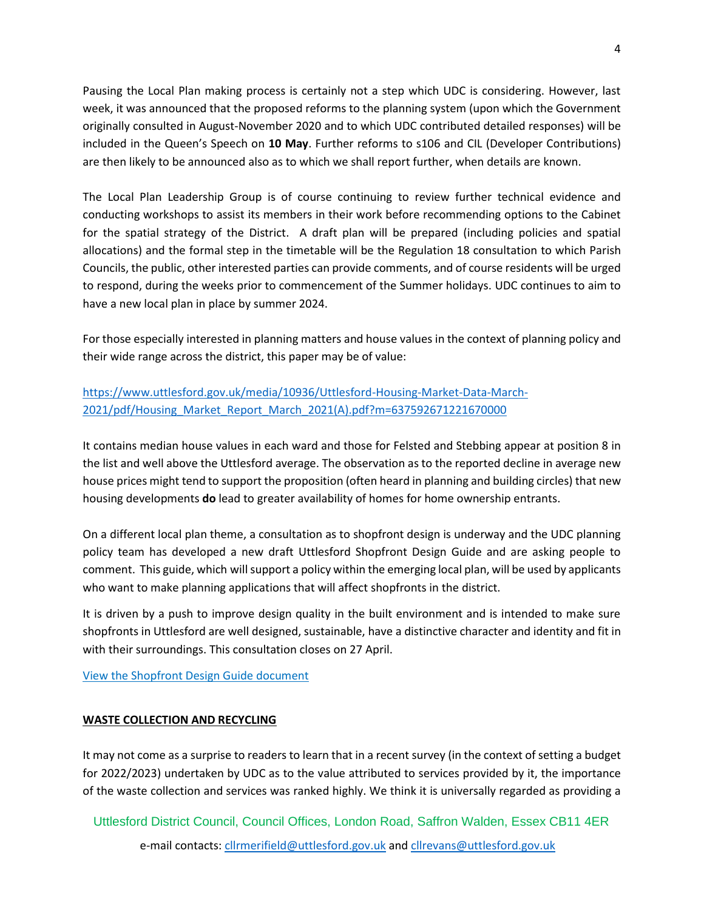Pausing the Local Plan making process is certainly not a step which UDC is considering. However, last week, it was announced that the proposed reforms to the planning system (upon which the Government originally consulted in August-November 2020 and to which UDC contributed detailed responses) will be included in the Queen's Speech on **10 May**. Further reforms to s106 and CIL (Developer Contributions) are then likely to be announced also as to which we shall report further, when details are known.

The Local Plan Leadership Group is of course continuing to review further technical evidence and conducting workshops to assist its members in their work before recommending options to the Cabinet for the spatial strategy of the District. A draft plan will be prepared (including policies and spatial allocations) and the formal step in the timetable will be the Regulation 18 consultation to which Parish Councils, the public, other interested parties can provide comments, and of course residents will be urged to respond, during the weeks prior to commencement of the Summer holidays. UDC continues to aim to have a new local plan in place by summer 2024.

For those especially interested in planning matters and house values in the context of planning policy and their wide range across the district, this paper may be of value:

[https://www.uttlesford.gov.uk/media/10936/Uttlesford-Housing-Market-Data-March-2021/pdf/Housing_Market_Report_March_2021(A).pdf?m=637592671221670000](https://www.uttlesford.gov.uk/media/10936/Uttlesford-Housing-Market-Data-March-2021/pdf/Housing_Market_Report_March_2021(A).pdf?m=637592671221670000)

It contains median house values in each ward and those for Felsted and Stebbing appear at position 8 in the list and well above the Uttlesford average. The observation as to the reported decline in average new house prices might tend to support the proposition (often heard in planning and building circles) that new housing developments **do** lead to greater availability of homes for home ownership entrants.

On a different local plan theme, a consultation as to shopfront design is underway and the UDC planning policy team has developed a new draft Uttlesford Shopfront Design Guide and are asking people to comment. This guide, which will support a policy within the emerging local plan, will be used by applicants who want to make planning applications that will affect shopfronts in the district.

It is driven by a push to improve design quality in the built environment and is intended to make sure shopfronts in Uttlesford are well designed, sustainable, have a distinctive character and identity and fit in with their surroundings. This consultation closes on 27 April.

View the Shopfront Design Guide document

## WASTE COLLECTION AND RECYCLING

It may not come as a surprise to readers to learn that in a recent survey (in the context of setting a budget for 2022/2023) undertaken by UDC as to the value attributed to services provided by it, the importance of the waste collection and services was ranked highly. We think it is universally regarded as providing a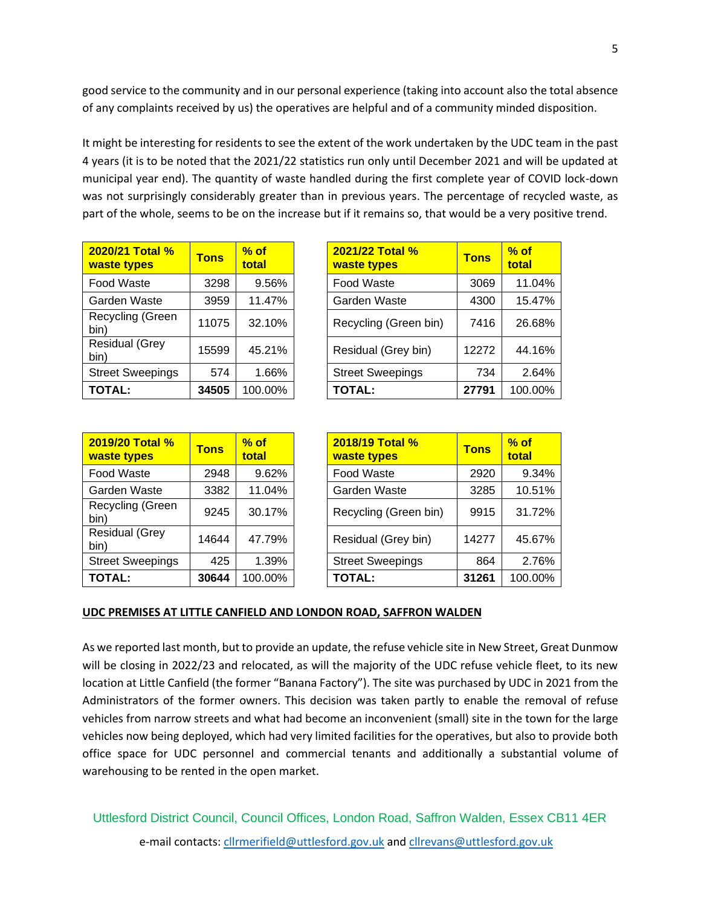good service to the community and in our personal experience (taking into account also the total absence of any complaints received by us) the operatives are helpful and of a community minded disposition.

It might be interesting for residents to see the extent of the work undertaken by the UDC team in the past 4 years (it is to be noted that the 2021/22 statistics run only until December 2021 and will be updated at municipal year end). The quantity of waste handled during the first complete year of COVID lock-down was not surprisingly considerably greater than in previous years. The percentage of recycled waste, as part of the whole, seems to be on the increase but if it remains so, that would be a very positive trend.

| 2020/21 Total % waste types | Tons | % of total |
|---|---|---|
| Food Waste | 3298 | 9.56% |
| Garden Waste | 3959 | 11.47% |
| Recycling (Green bin) | 11075 | 32.10% |
| Residual (Grey bin) | 15599 | 45.21% |
| Street Sweepings | 574 | 1.66% |
| **TOTAL:** | **34505** | 100.00% |

| 2021/22 Total % waste types | Tons | % of total |
|---|---|---|
| Food Waste | 3069 | 11.04% |
| Garden Waste | 4300 | 15.47% |
| Recycling (Green bin) | 7416 | 26.68% |
| Residual (Grey bin) | 12272 | 44.16% |
| Street Sweepings | 734 | 2.64% |
| **TOTAL:** | **27791** | 100.00% |

| 2019/20 Total % waste types | Tons | % of total |
|---|---|---|
| Food Waste | 2948 | 9.62% |
| Garden Waste | 3382 | 11.04% |
| Recycling (Green bin) | 9245 | 30.17% |
| Residual (Grey bin) | 14644 | 47.79% |
| Street Sweepings | 425 | 1.39% |
| **TOTAL:** | **30644** | 100.00% |

| 2018/19 Total % waste types | Tons | % of total |
|---|---|---|
| Food Waste | 2920 | 9.34% |
| Garden Waste | 3285 | 10.51% |
| Recycling (Green bin) | 9915 | 31.72% |
| Residual (Grey bin) | 14277 | 45.67% |
| Street Sweepings | 864 | 2.76% |
| **TOTAL:** | **31261** | 100.00% |

## UDC PREMISES AT LITTLE CANFIELD AND LONDON ROAD, SAFFRON WALDEN

As we reported last month, but to provide an update, the refuse vehicle site in New Street, Great Dunmow will be closing in 2022/23 and relocated, as will the majority of the UDC refuse vehicle fleet, to its new location at Little Canfield (the former "Banana Factory"). The site was purchased by UDC in 2021 from the Administrators of the former owners. This decision was taken partly to enable the removal of refuse vehicles from narrow streets and what had become an inconvenient (small) site in the town for the large vehicles now being deployed, which had very limited facilities for the operatives, but also to provide both office space for UDC personnel and commercial tenants and additionally a substantial volume of warehousing to be rented in the open market.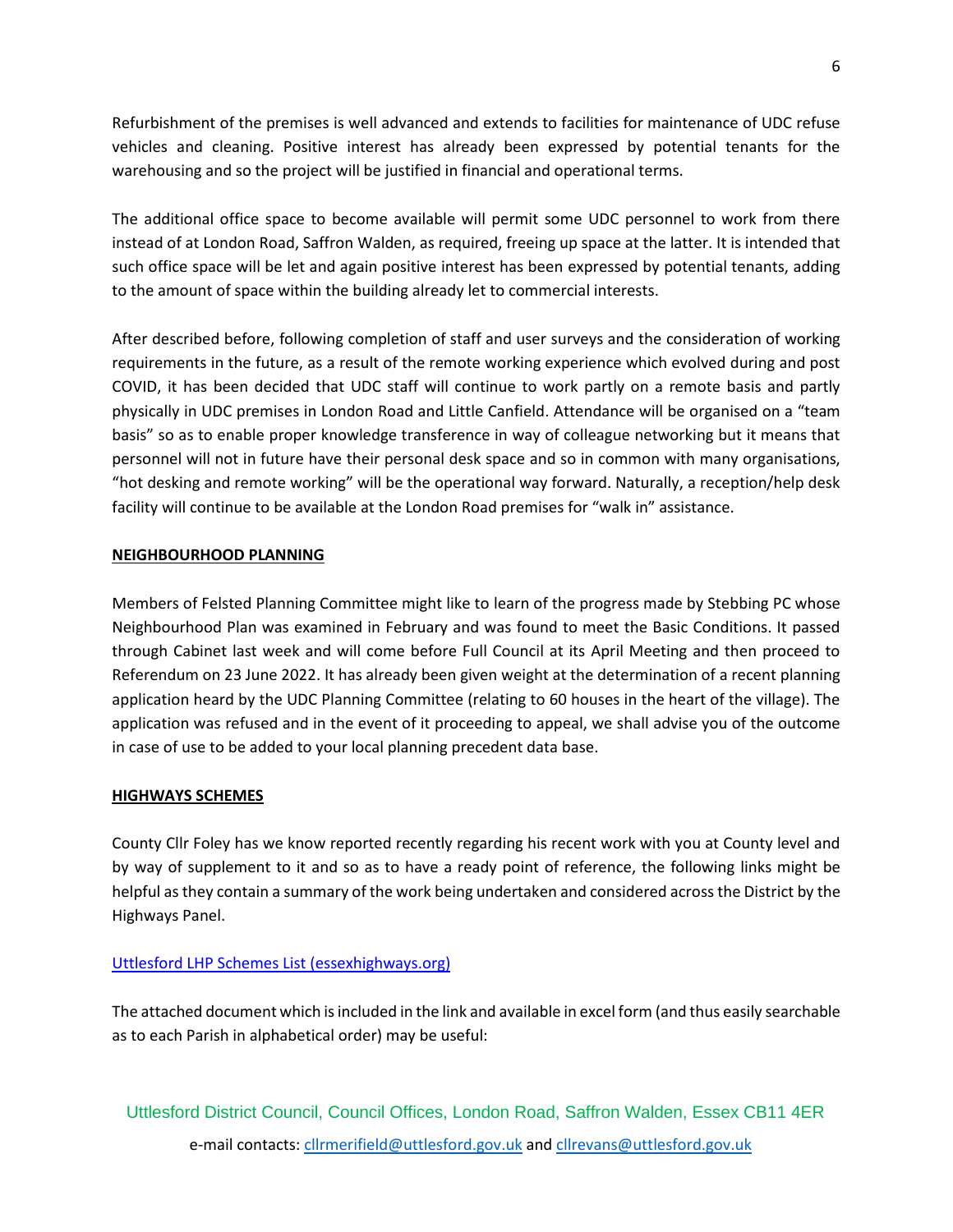Refurbishment of the premises is well advanced and extends to facilities for maintenance of UDC refuse vehicles and cleaning. Positive interest has already been expressed by potential tenants for the warehousing and so the project will be justified in financial and operational terms.

The additional office space to become available will permit some UDC personnel to work from there instead of at London Road, Saffron Walden, as required, freeing up space at the latter. It is intended that such office space will be let and again positive interest has been expressed by potential tenants, adding to the amount of space within the building already let to commercial interests.

After described before, following completion of staff and user surveys and the consideration of working requirements in the future, as a result of the remote working experience which evolved during and post COVID, it has been decided that UDC staff will continue to work partly on a remote basis and partly physically in UDC premises in London Road and Little Canfield. Attendance will be organised on a "team basis" so as to enable proper knowledge transference in way of colleague networking but it means that personnel will not in future have their personal desk space and so in common with many organisations, "hot desking and remote working" will be the operational way forward. Naturally, a reception/help desk facility will continue to be available at the London Road premises for "walk in" assistance.

## NEIGHBOURHOOD PLANNING

Members of Felsted Planning Committee might like to learn of the progress made by Stebbing PC whose Neighbourhood Plan was examined in February and was found to meet the Basic Conditions. It passed through Cabinet last week and will come before Full Council at its April Meeting and then proceed to Referendum on 23 June 2022. It has already been given weight at the determination of a recent planning application heard by the UDC Planning Committee (relating to 60 houses in the heart of the village). The application was refused and in the event of it proceeding to appeal, we shall advise you of the outcome in case of use to be added to your local planning precedent data base.

## HIGHWAYS SCHEMES

County Cllr Foley has we know reported recently regarding his recent work with you at County level and by way of supplement to it and so as to have a ready point of reference, the following links might be helpful as they contain a summary of the work being undertaken and considered across the District by the Highways Panel.

[Uttlesford LHP Schemes List (essexhighways.org)]

The attached document which is included in the link and available in excel form (and thus easily searchable as to each Parish in alphabetical order) may be useful:

Uttlesford District Council, Council Offices, London Road, Saffron Walden, Essex CB11 4ER

e-mail contacts: cllrmerifield@uttlesford.gov.uk and cllrevans@uttlesford.gov.uk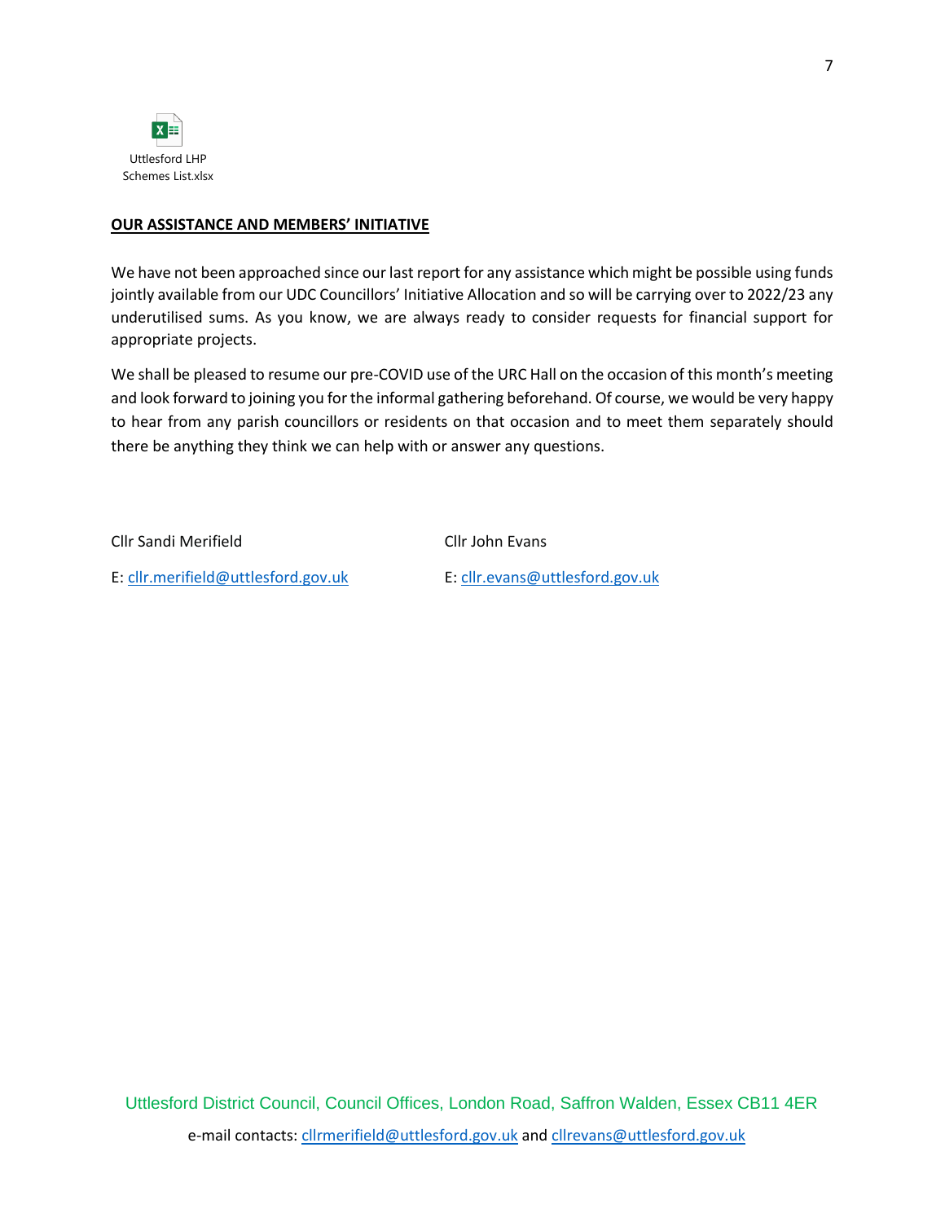Uttlesford LHP Schemes List.xlsx

**OUR ASSISTANCE AND MEMBERS' INITIATIVE**

We have not been approached since our last report for any assistance which might be possible using funds jointly available from our UDC Councillors' Initiative Allocation and so will be carrying over to 2022/23 any underutilised sums. As you know, we are always ready to consider requests for financial support for appropriate projects.

We shall be pleased to resume our pre-COVID use of the URC Hall on the occasion of this month's meeting and look forward to joining you for the informal gathering beforehand. Of course, we would be very happy to hear from any parish councillors or residents on that occasion and to meet them separately should there be anything they think we can help with or answer any questions.

Cllr Sandi Merifield

E: cllr.merifield@uttlesford.gov.uk

Cllr John Evans

E: cllr.evans@uttlesford.gov.uk

Uttlesford District Council, Council Offices, London Road, Saffron Walden, Essex CB11 4ER

e-mail contacts: cllrmerifield@uttlesford.gov.uk and cllrevans@uttlesford.gov.uk